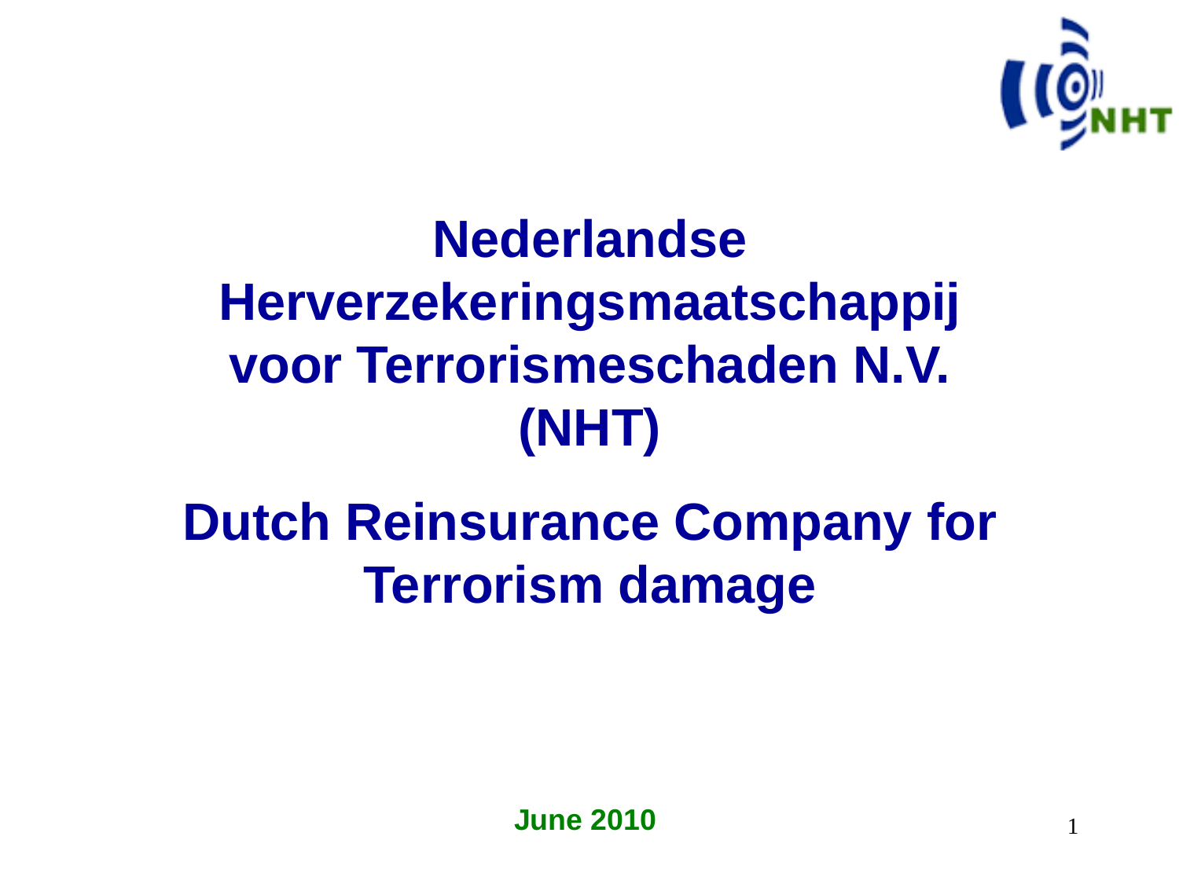# Nederlandse Herverzekeringsmaatschappij voor Terrorismeschaden N.V. (NHT)

# Dutch Reinsurance Company for Terrorism damage

**June 2010**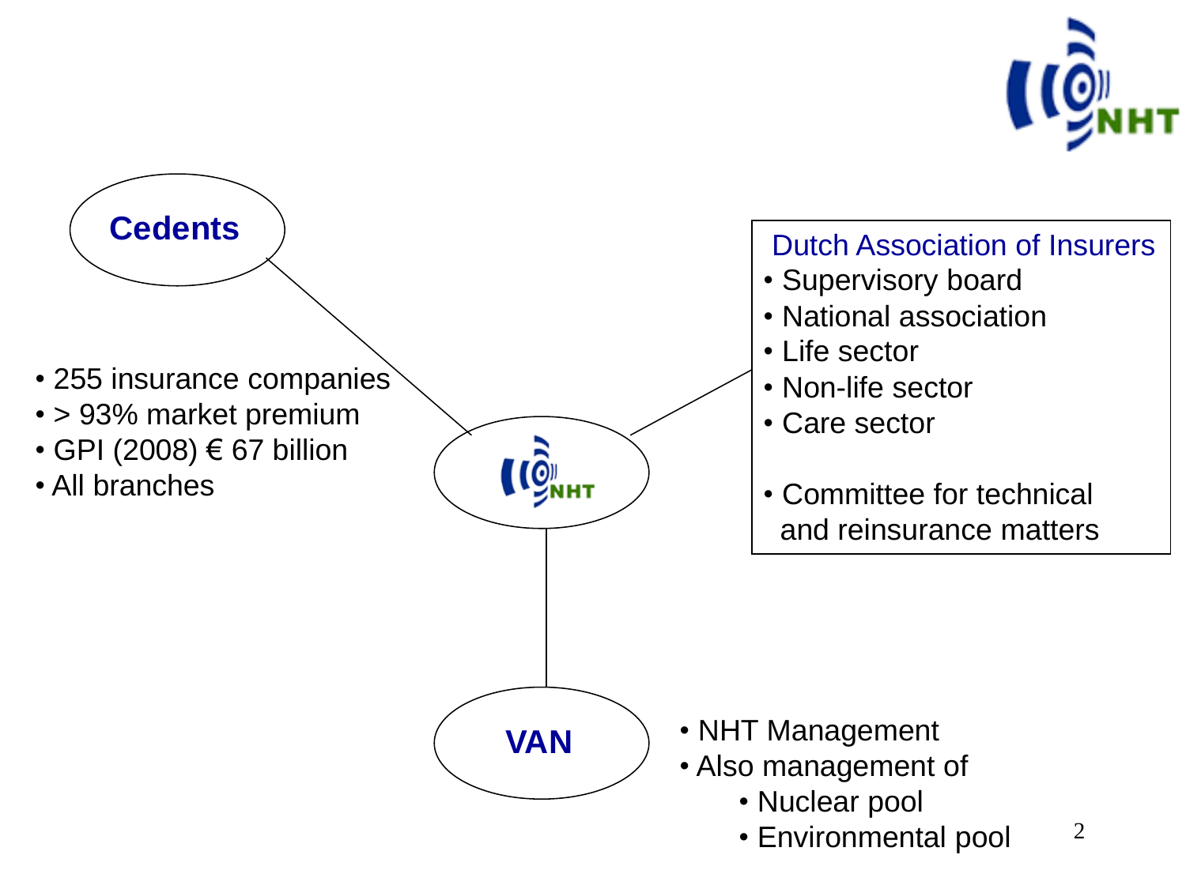**Cedents**

- 255 insurance companies
- > 93% market premium
- GPI (2008) € 67 billion
- All branches

NHT

Dutch Association of Insurers

- Supervisory board
- National association
- Life sector
- Non-life sector
- Care sector

- Committee for technical and reinsurance matters

**VAN**

- NHT Management
- Also management of
  - Nuclear pool
  - Environmental pool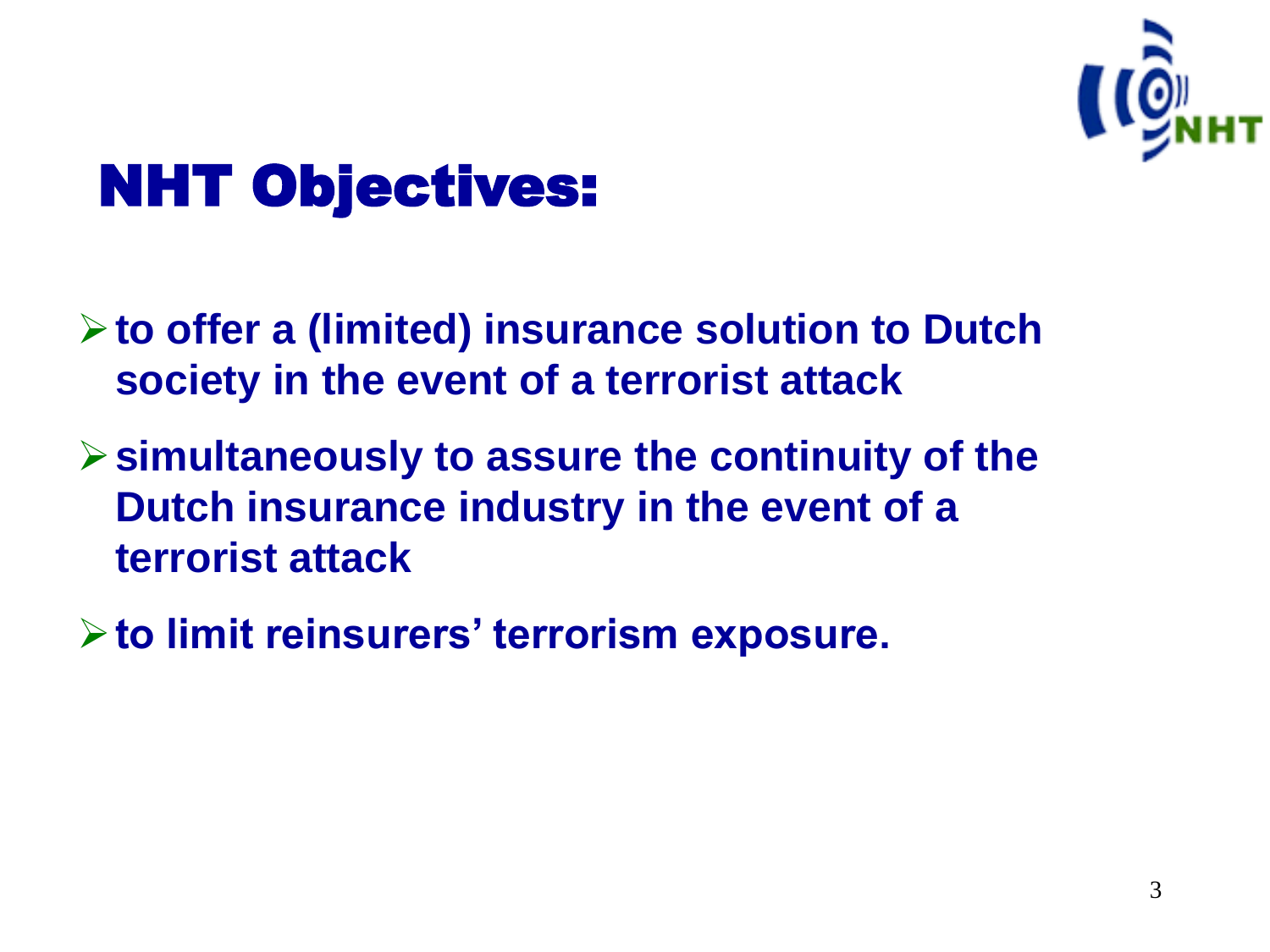# NHT Objectives:

- **to offer a (limited) insurance solution to Dutch society in the event of a terrorist attack**
- **simultaneously to assure the continuity of the Dutch insurance industry in the event of a terrorist attack**
- **to limit reinsurers' terrorism exposure.**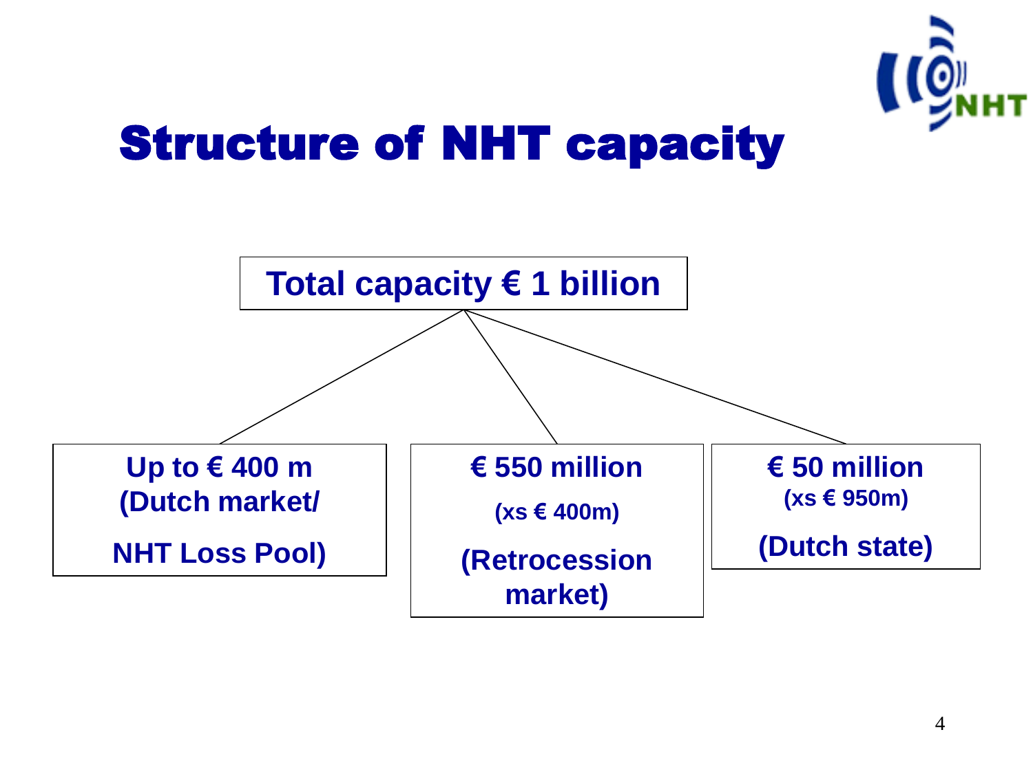# Structure of NHT capacity

**Total capacity € 1 billion**

- **Up to € 400 m (Dutch market/ NHT Loss Pool)**
- **€ 550 million (xs € 400m) (Retrocession market)**
- **€ 50 million (xs € 950m) (Dutch state)**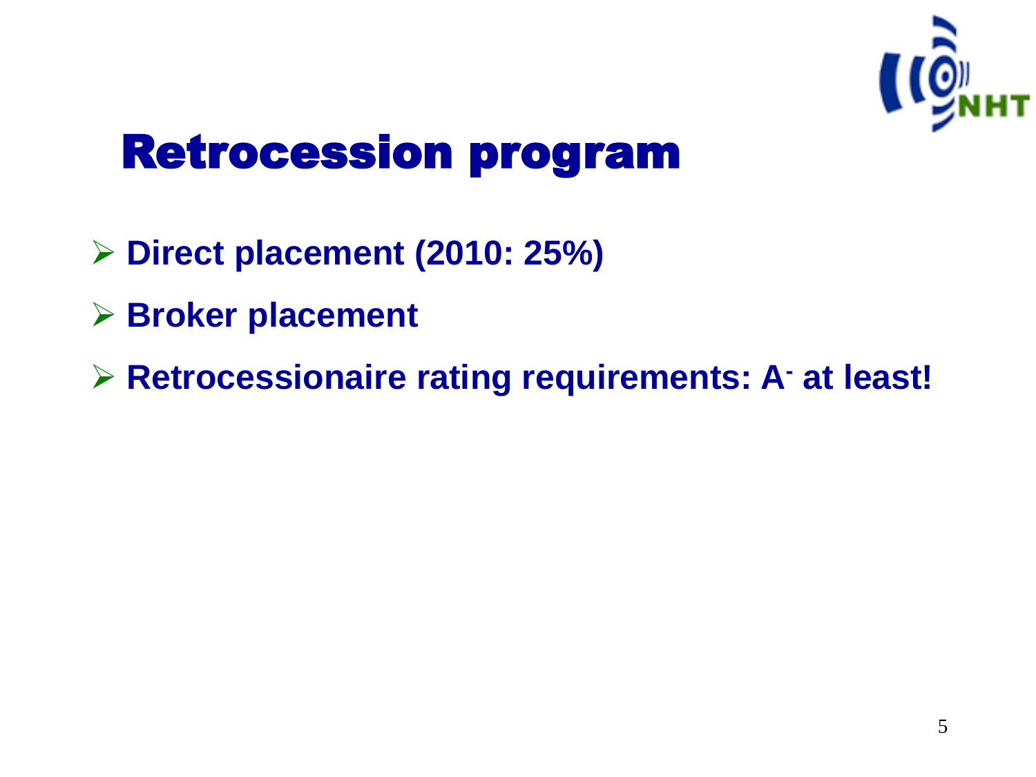# Retrocession program

- **Direct placement (2010: 25%)**
- **Broker placement**
- **Retrocessionaire rating requirements: $A^-$ at least!**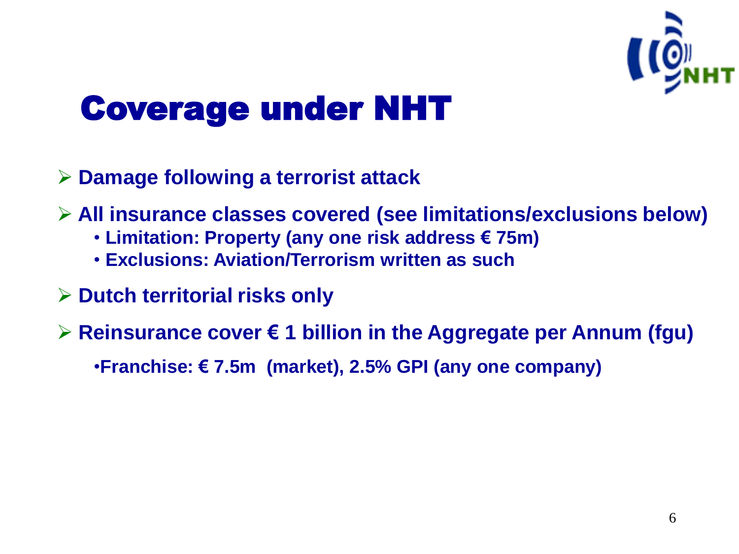# Coverage under NHT

- **Damage following a terrorist attack**
- **All insurance classes covered (see limitations/exclusions below)**
  - **Limitation: Property (any one risk address € 75m)**
  - **Exclusions: Aviation/Terrorism written as such**
- **Dutch territorial risks only**
- **Reinsurance cover € 1 billion in the Aggregate per Annum (fgu)**
  - **Franchise: € 7.5m (market), 2.5% GPI (any one company)**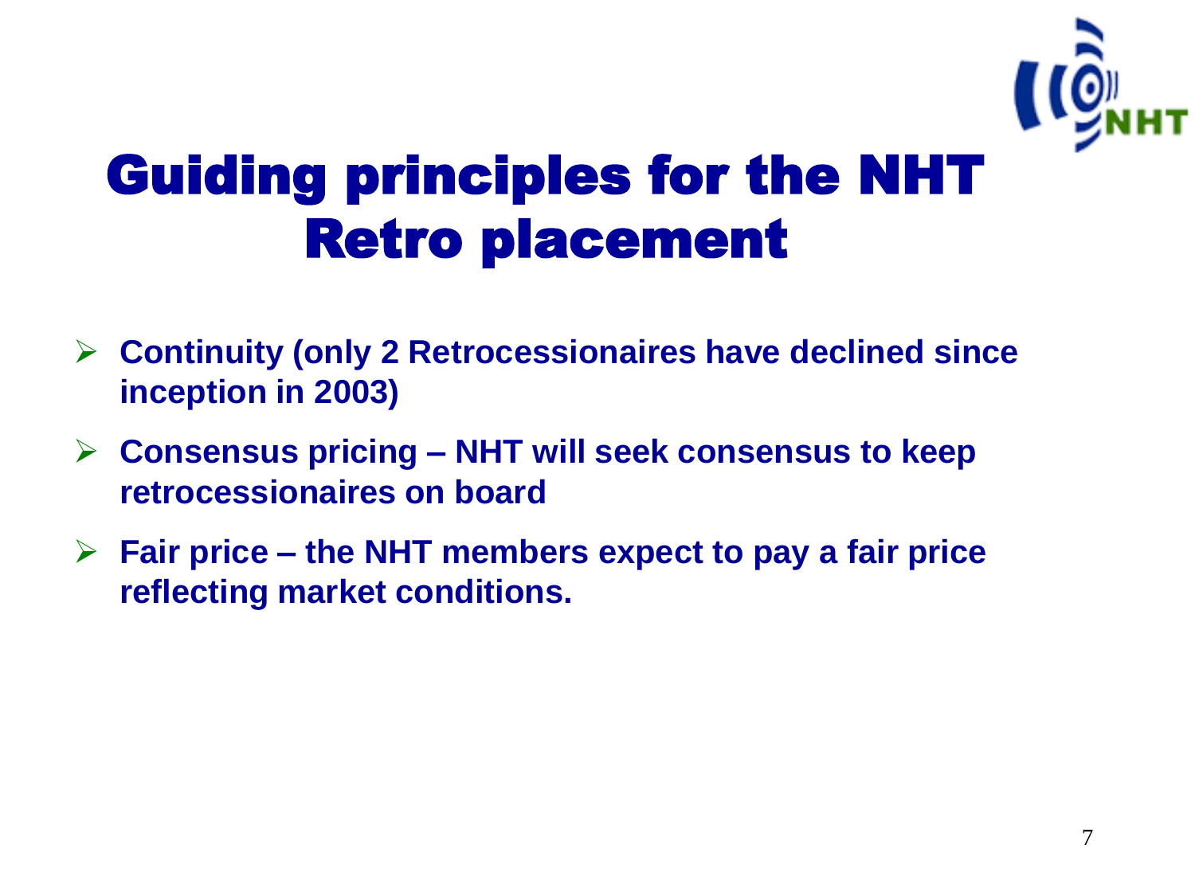# Guiding principles for the NHT Retro placement

- **Continuity (only 2 Retrocessionaires have declined since inception in 2003)**
- **Consensus pricing – NHT will seek consensus to keep retrocessionaires on board**
- **Fair price – the NHT members expect to pay a fair price reflecting market conditions.**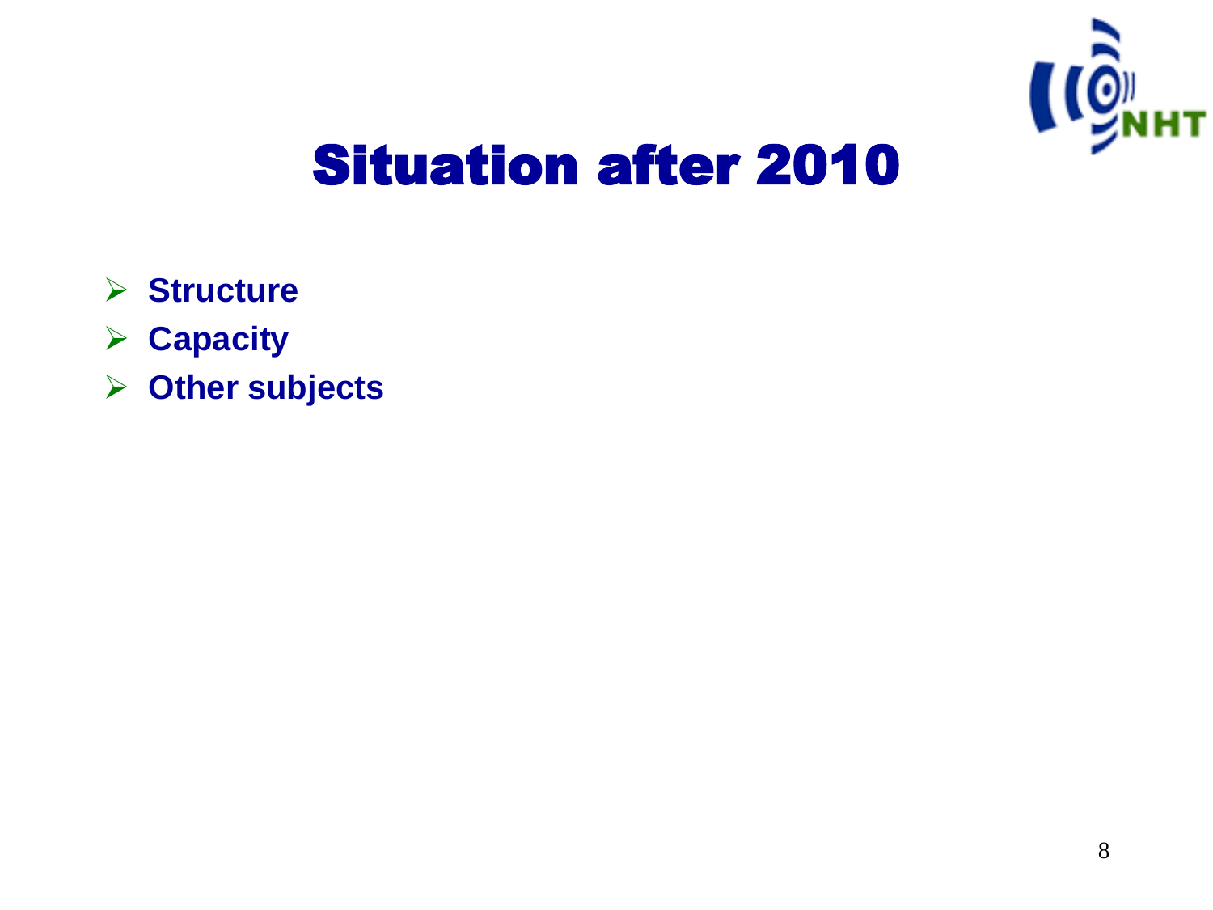# Situation after 2010

- **Structure**
- **Capacity**
- **Other subjects**